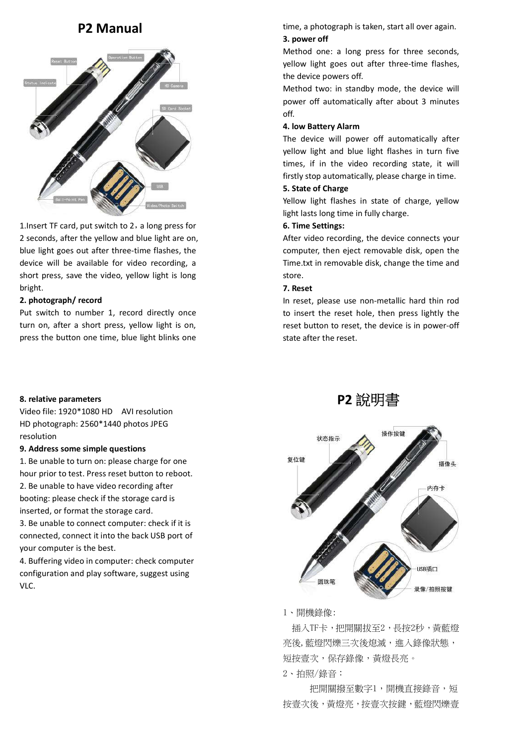# P2 Manual

1.Insert TF card, put switch to 2，a long press for 2 seconds, after the yellow and blue light are on, blue light goes out after three-time flashes, the device will be available for video recording, a short press, save the video, yellow light is long bright.

**2. photograph/ record**

Put switch to number 1, record directly once turn on, after a short press, yellow light is on, press the button one time, blue light blinks one time, a photograph is taken, start all over again.

**3. power off**

Method one: a long press for three seconds, yellow light goes out after three-time flashes, the device powers off.

Method two: in standby mode, the device will power off automatically after about 3 minutes off.

**4. low Battery Alarm**

The device will power off automatically after yellow light and blue light flashes in turn five times, if in the video recording state, it will firstly stop automatically, please charge in time.

**5. State of Charge**

Yellow light flashes in state of charge, yellow light lasts long time in fully charge.

**6. Time Settings:**

After video recording, the device connects your computer, then eject removable disk, open the Time.txt in removable disk, change the time and store.

**7. Reset**

In reset, please use non-metallic hard thin rod to insert the reset hole, then press lightly the reset button to reset, the device is in power-off state after the reset.

**8. relative parameters**

Video file: 1920*1080 HD AVI resolution

HD photograph: 2560*1440 photos JPEG resolution

**9. Address some simple questions**

1. Be unable to turn on: please charge for one hour prior to test. Press reset button to reboot.
2. Be unable to have video recording after booting: please check if the storage card is inserted, or format the storage card.
3. Be unable to connect computer: check if it is connected, connect it into the back USB port of your computer is the best.
4. Buffering video in computer: check computer configuration and play software, suggest using VLC.

# P2 說明書

1、開機錄像:

插入TF卡，把開關拔至2，長按2秒，黃藍燈亮後,藍燈閃爍三次後熄滅，進入錄像狀態，短按壹次，保存錄像，黃燈長亮。

2、拍照/錄音：

把開關撥至數字1，開機直接錄音，短按壹次後，黃燈亮，按壹次按鍵，藍燈閃爍壹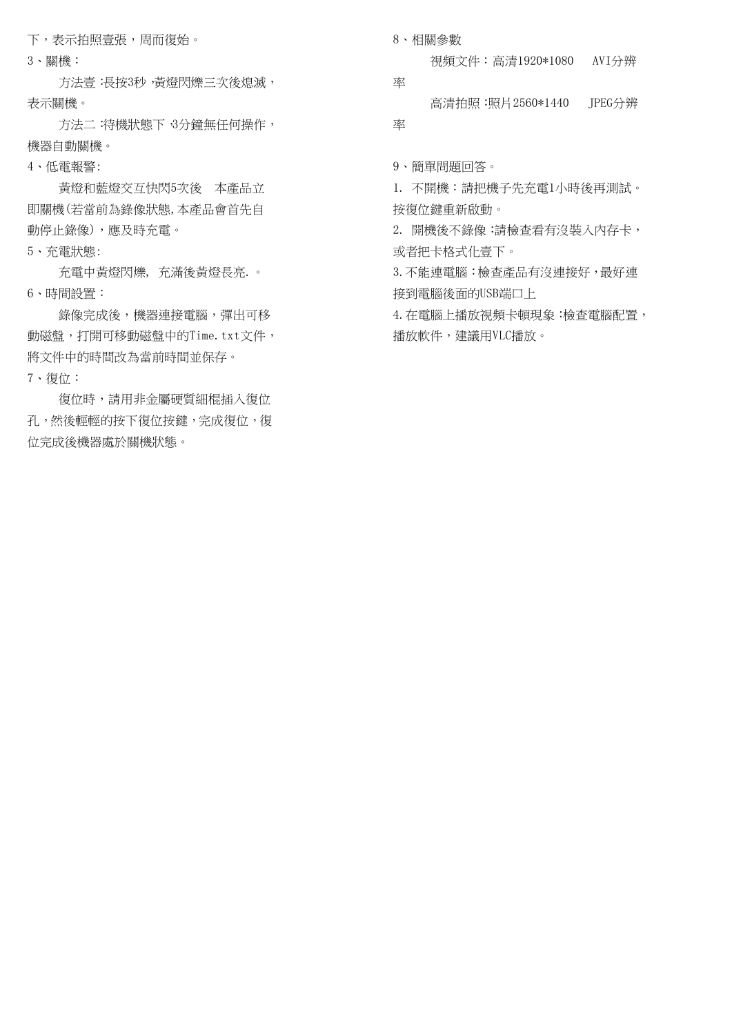下，表示拍照壹張，周而復始。

3、關機：

方法壹：長按3秒，黃燈閃爍三次後熄滅，表示關機。

方法二：待機狀態下，3分鐘無任何操作，機器自動關機。

4、低電報警:

黃燈和藍燈交互快閃5次後　本產品立即關機(若當前為錄像狀態,本產品會首先自動停止錄像)，應及時充電。

5、充電狀態:

充電中黃燈閃爍，充滿後黃燈長亮.。

6、時間設置：

錄像完成後，機器連接電腦，彈出可移動磁盤，打開可移動磁盤中的Time.txt文件，將文件中的時間改為當前時間並保存。

7、復位：

復位時，請用非金屬硬質細棍插入復位孔，然後輕輕的按下復位按鍵，完成復位，復位完成後機器處於關機狀態。

8、相關參數

視頻文件：高清1920*1080　AVI分辨率

高清拍照：照片2560*1440　JPEG分辨率

9、簡單問題回答。

1. 不開機：請把機子先充電1小時後再測試。按復位鍵重新啟動。

2. 開機後不錄像：請檢查看有沒裝入內存卡，或者把卡格式化壹下。

3. 不能連電腦：檢查產品有沒連接好，最好連接到電腦後面的USB端口上

4. 在電腦上播放視頻卡頓現象：檢查電腦配置，播放軟件，建議用VLC播放。